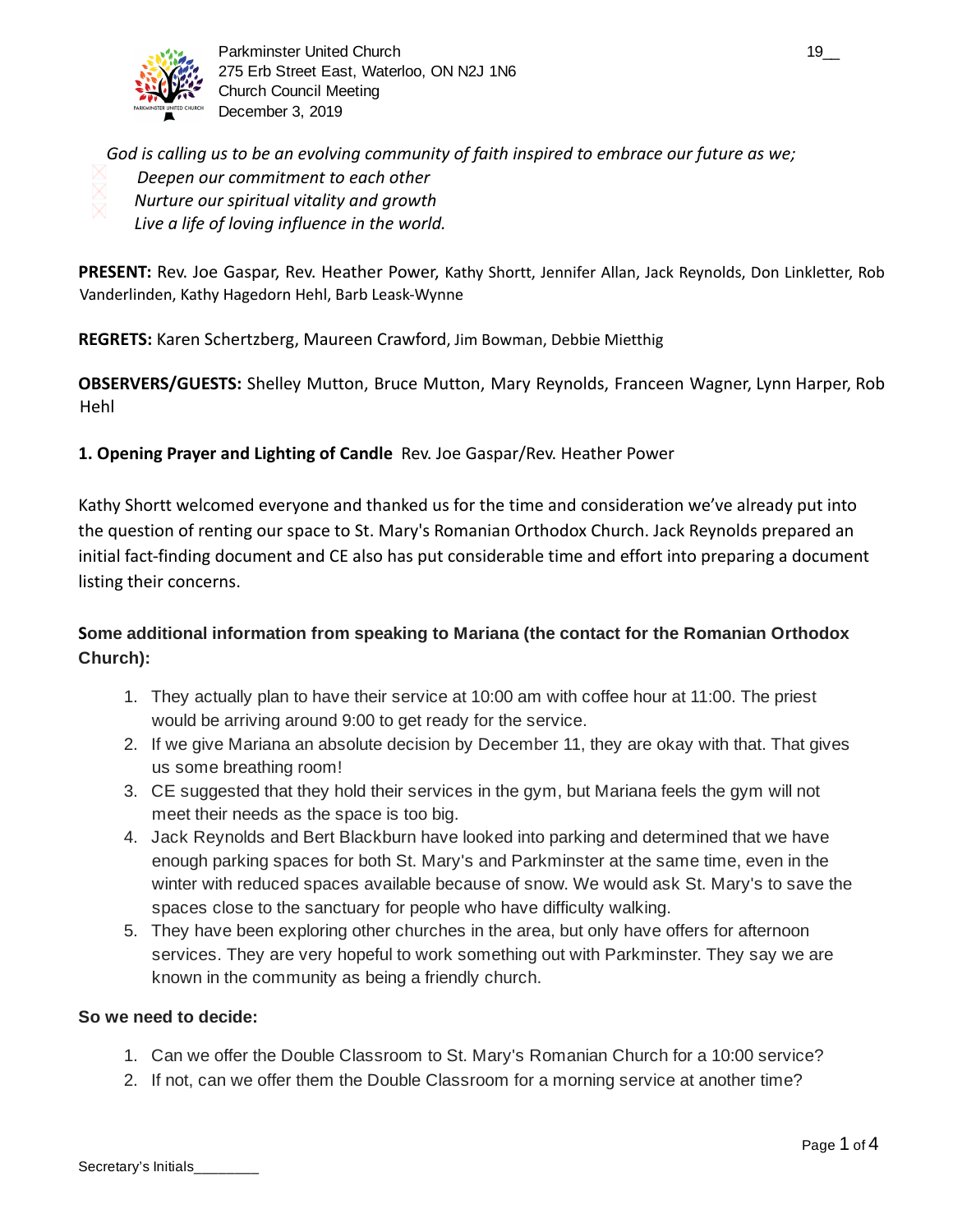Parkminster United Church
275 Erb Street East, Waterloo, ON N2J 1N6
Church Council Meeting
December 3, 2019

*God is calling us to be an evolving community of faith inspired to embrace our future as we;*
- *Deepen our commitment to each other*
- *Nurture our spiritual vitality and growth*
- *Live a life of loving influence in the world.*

**PRESENT:** Rev. Joe Gaspar, Rev. Heather Power, Kathy Shortt, Jennifer Allan, Jack Reynolds, Don Linkletter, Rob Vanderlinden, Kathy Hagedorn Hehl, Barb Leask-Wynne

**REGRETS:** Karen Schertzberg, Maureen Crawford, Jim Bowman, Debbie Mietthig

**OBSERVERS/GUESTS:** Shelley Mutton, Bruce Mutton, Mary Reynolds, Franceen Wagner, Lynn Harper, Rob Hehl

**1. Opening Prayer and Lighting of Candle** Rev. Joe Gaspar/Rev. Heather Power

Kathy Shortt welcomed everyone and thanked us for the time and consideration we've already put into the question of renting our space to St. Mary's Romanian Orthodox Church. Jack Reynolds prepared an initial fact-finding document and CE also has put considerable time and effort into preparing a document listing their concerns.

**Some additional information from speaking to Mariana (the contact for the Romanian Orthodox Church):**

1. They actually plan to have their service at 10:00 am with coffee hour at 11:00. The priest would be arriving around 9:00 to get ready for the service.
2. If we give Mariana an absolute decision by December 11, they are okay with that. That gives us some breathing room!
3. CE suggested that they hold their services in the gym, but Mariana feels the gym will not meet their needs as the space is too big.
4. Jack Reynolds and Bert Blackburn have looked into parking and determined that we have enough parking spaces for both St. Mary's and Parkminster at the same time, even in the winter with reduced spaces available because of snow. We would ask St. Mary's to save the spaces close to the sanctuary for people who have difficulty walking.
5. They have been exploring other churches in the area, but only have offers for afternoon services. They are very hopeful to work something out with Parkminster. They say we are known in the community as being a friendly church.

**So we need to decide:**

1. Can we offer the Double Classroom to St. Mary's Romanian Church for a 10:00 service?
2. If not, can we offer them the Double Classroom for a morning service at another time?

Secretary's Initials________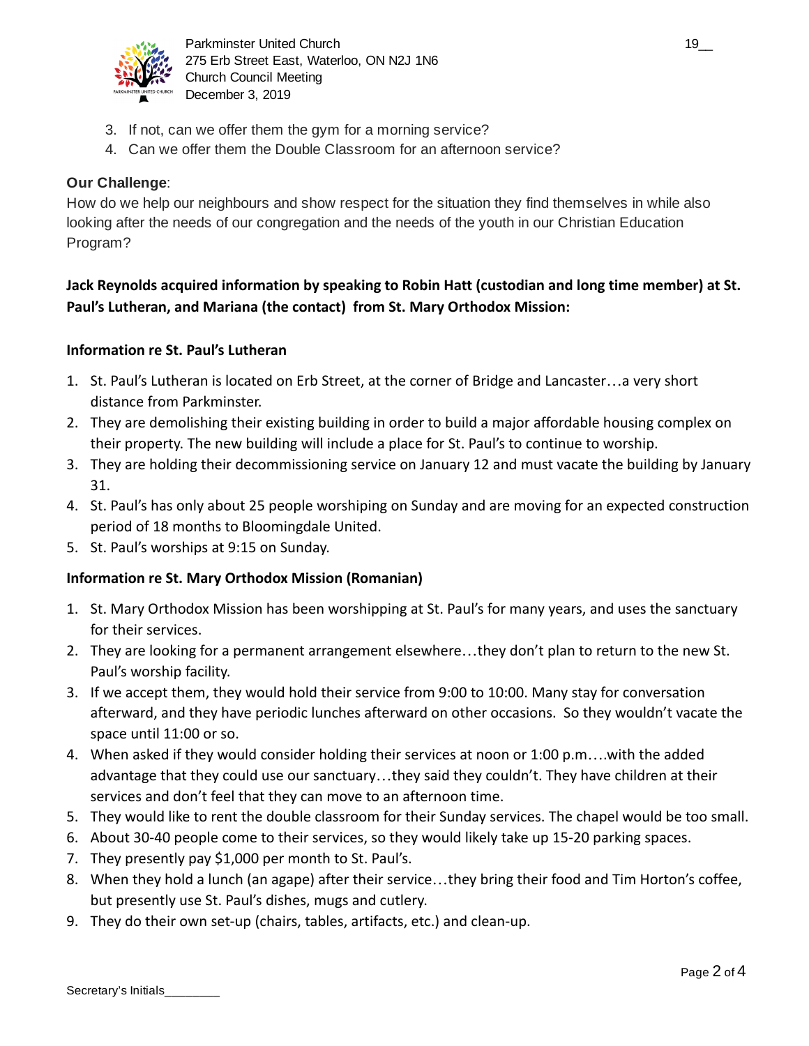3. If not, can we offer them the gym for a morning service?
4. Can we offer them the Double Classroom for an afternoon service?

**Our Challenge**:
How do we help our neighbours and show respect for the situation they find themselves in while also looking after the needs of our congregation and the needs of the youth in our Christian Education Program?

**Jack Reynolds acquired information by speaking to Robin Hatt (custodian and long time member) at St. Paul's Lutheran, and Mariana (the contact) from St. Mary Orthodox Mission:**

**Information re St. Paul's Lutheran**

1. St. Paul's Lutheran is located on Erb Street, at the corner of Bridge and Lancaster…a very short distance from Parkminster.
2. They are demolishing their existing building in order to build a major affordable housing complex on their property. The new building will include a place for St. Paul's to continue to worship.
3. They are holding their decommissioning service on January 12 and must vacate the building by January 31.
4. St. Paul's has only about 25 people worshiping on Sunday and are moving for an expected construction period of 18 months to Bloomingdale United.
5. St. Paul's worships at 9:15 on Sunday.

**Information re St. Mary Orthodox Mission (Romanian)**

1. St. Mary Orthodox Mission has been worshipping at St. Paul's for many years, and uses the sanctuary for their services.
2. They are looking for a permanent arrangement elsewhere…they don't plan to return to the new St. Paul's worship facility.
3. If we accept them, they would hold their service from 9:00 to 10:00. Many stay for conversation afterward, and they have periodic lunches afterward on other occasions. So they wouldn't vacate the space until 11:00 or so.
4. When asked if they would consider holding their services at noon or 1:00 p.m.…with the added advantage that they could use our sanctuary…they said they couldn't. They have children at their services and don't feel that they can move to an afternoon time.
5. They would like to rent the double classroom for their Sunday services. The chapel would be too small.
6. About 30-40 people come to their services, so they would likely take up 15-20 parking spaces.
7. They presently pay $1,000 per month to St. Paul's.
8. When they hold a lunch (an agape) after their service…they bring their food and Tim Horton's coffee, but presently use St. Paul's dishes, mugs and cutlery.
9. They do their own set-up (chairs, tables, artifacts, etc.) and clean-up.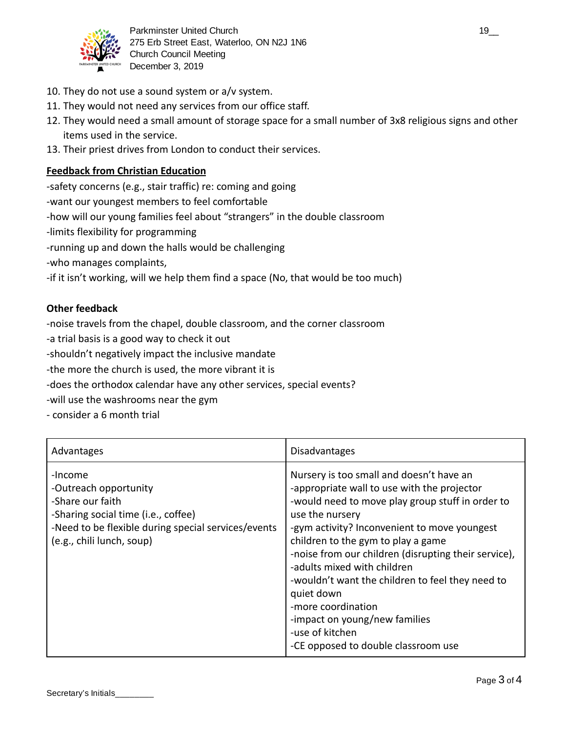10. They do not use a sound system or a/v system.
11. They would not need any services from our office staff.
12. They would need a small amount of storage space for a small number of 3x8 religious signs and other items used in the service.
13. Their priest drives from London to conduct their services.

**Feedback from Christian Education**

-safety concerns (e.g., stair traffic) re: coming and going
-want our youngest members to feel comfortable
-how will our young families feel about "strangers" in the double classroom
-limits flexibility for programming
-running up and down the halls would be challenging
-who manages complaints,
-if it isn't working, will we help them find a space (No, that would be too much)

**Other feedback**

-noise travels from the chapel, double classroom, and the corner classroom
-a trial basis is a good way to check it out
-shouldn't negatively impact the inclusive mandate
-the more the church is used, the more vibrant it is
-does the orthodox calendar have any other services, special events?
-will use the washrooms near the gym
- consider a 6 month trial

| Advantages | Disadvantages |
|---|---|
| -Income<br>-Outreach opportunity<br>-Share our faith<br>-Sharing social time (i.e., coffee)<br>-Need to be flexible during special services/events (e.g., chili lunch, soup) | Nursery is too small and doesn't have an<br>-appropriate wall to use with the projector<br>-would need to move play group stuff in order to use the nursery<br>-gym activity? Inconvenient to move youngest children to the gym to play a game<br>-noise from our children (disrupting their service),<br>-adults mixed with children<br>-wouldn't want the children to feel they need to quiet down<br>-more coordination<br>-impact on young/new families<br>-use of kitchen<br>-CE opposed to double classroom use |

Secretary's Initials________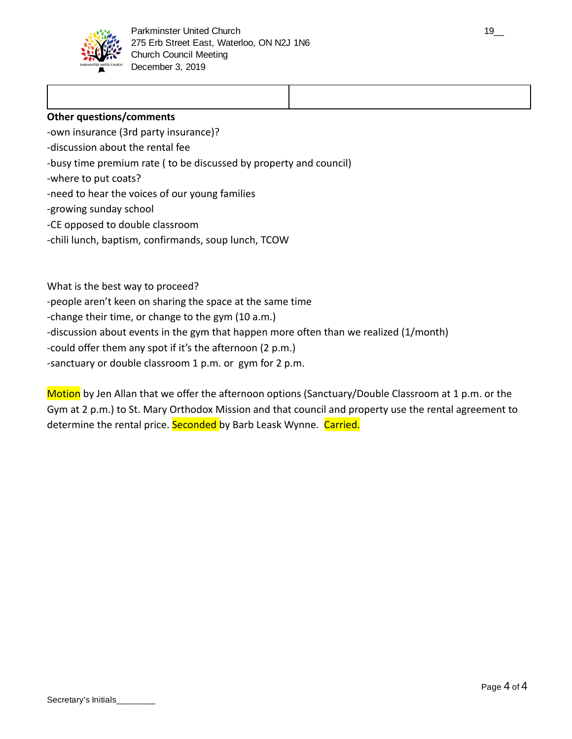| | |
|---|---|
| | |

**Other questions/comments**

-own insurance (3rd party insurance)?

-discussion about the rental fee

-busy time premium rate ( to be discussed by property and council)

-where to put coats?

-need to hear the voices of our young families

-growing sunday school

-CE opposed to double classroom

-chili lunch, baptism, confirmands, soup lunch, TCOW

What is the best way to proceed?

-people aren't keen on sharing the space at the same time

-change their time, or change to the gym (10 a.m.)

-discussion about events in the gym that happen more often than we realized (1/month)

-could offer them any spot if it's the afternoon (2 p.m.)

-sanctuary or double classroom 1 p.m. or gym for 2 p.m.

Motion by Jen Allan that we offer the afternoon options (Sanctuary/Double Classroom at 1 p.m. or the Gym at 2 p.m.) to St. Mary Orthodox Mission and that council and property use the rental agreement to determine the rental price. Seconded by Barb Leask Wynne. Carried.

Secretary's Initials________